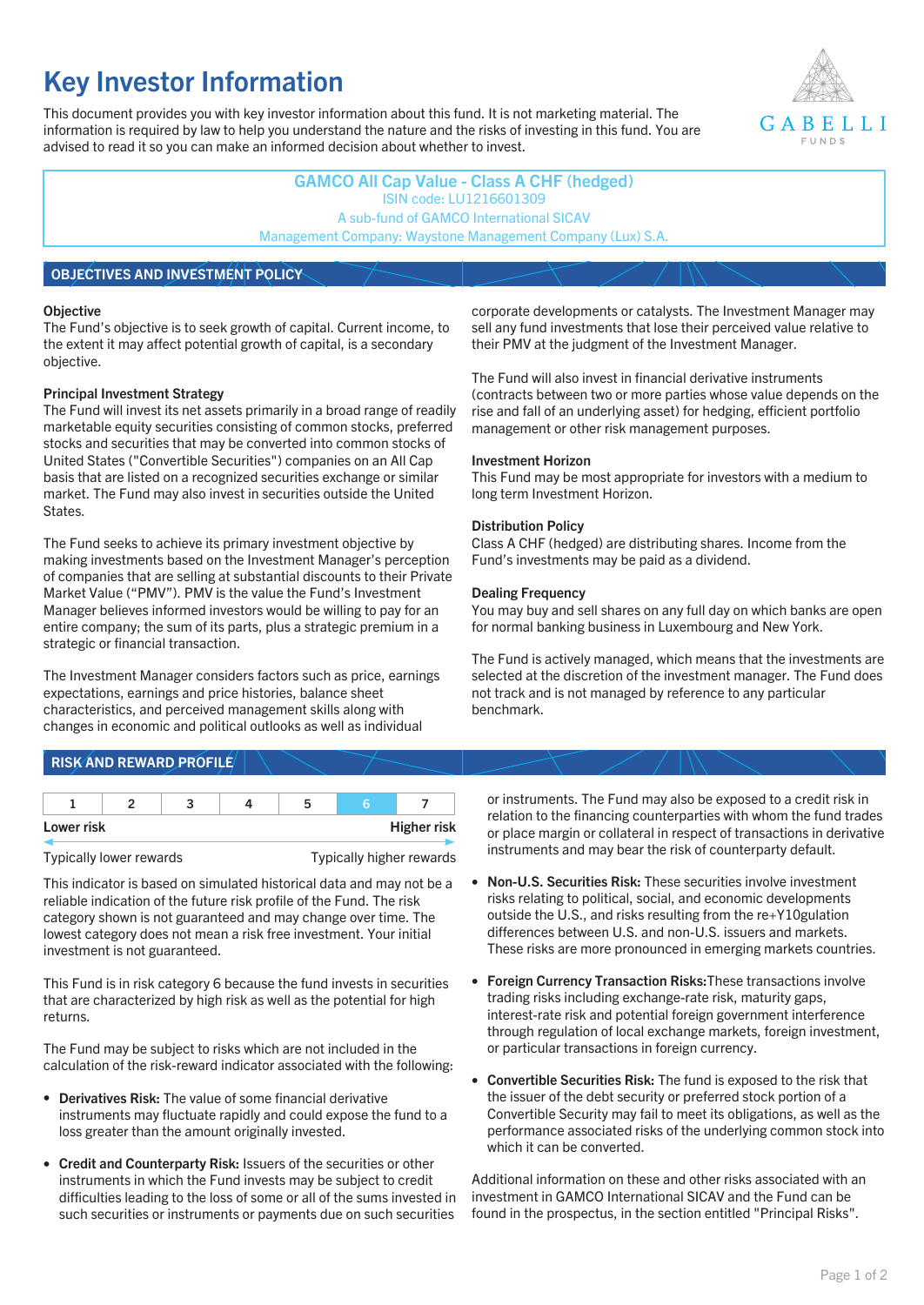# Key Investor Information

This document provides you with key investor information about this fund. It is not marketing material. The information is required by law to help you understand the nature and the risks of investing in this fund. You are advised to read it so you can make an informed decision about whether to invest.

**GAMCO All Cap Value - Class A CHF (hedged)**
ISIN code: LU1216601309
A sub-fund of GAMCO International SICAV
Management Company: Waystone Management Company (Lux) S.A.

## OBJECTIVES AND INVESTMENT POLICY

**Objective**
The Fund's objective is to seek growth of capital. Current income, to the extent it may affect potential growth of capital, is a secondary objective.

**Principal Investment Strategy**
The Fund will invest its net assets primarily in a broad range of readily marketable equity securities consisting of common stocks, preferred stocks and securities that may be converted into common stocks of United States ("Convertible Securities") companies on an All Cap basis that are listed on a recognized securities exchange or similar market. The Fund may also invest in securities outside the United States.

The Fund seeks to achieve its primary investment objective by making investments based on the Investment Manager's perception of companies that are selling at substantial discounts to their Private Market Value ("PMV"). PMV is the value the Fund's Investment Manager believes informed investors would be willing to pay for an entire company; the sum of its parts, plus a strategic premium in a strategic or financial transaction.

The Investment Manager considers factors such as price, earnings expectations, earnings and price histories, balance sheet characteristics, and perceived management skills along with changes in economic and political outlooks as well as individual corporate developments or catalysts. The Investment Manager may sell any fund investments that lose their perceived value relative to their PMV at the judgment of the Investment Manager.

The Fund will also invest in financial derivative instruments (contracts between two or more parties whose value depends on the rise and fall of an underlying asset) for hedging, efficient portfolio management or other risk management purposes.

**Investment Horizon**
This Fund may be most appropriate for investors with a medium to long term Investment Horizon.

**Distribution Policy**
Class A CHF (hedged) are distributing shares. Income from the Fund's investments may be paid as a dividend.

**Dealing Frequency**
You may buy and sell shares on any full day on which banks are open for normal banking business in Luxembourg and New York.

The Fund is actively managed, which means that the investments are selected at the discretion of the investment manager. The Fund does not track and is not managed by reference to any particular benchmark.

## RISK AND REWARD PROFILE

| 1 | 2 | 3 | 4 | 5 | **6** | 7 |
|---|---|---|---|---|---|---|

**Lower risk** — **Higher risk**

Typically lower rewards — Typically higher rewards

This indicator is based on simulated historical data and may not be a reliable indication of the future risk profile of the Fund. The risk category shown is not guaranteed and may change over time. The lowest category does not mean a risk free investment. Your initial investment is not guaranteed.

This Fund is in risk category 6 because the fund invests in securities that are characterized by high risk as well as the potential for high returns.

The Fund may be subject to risks which are not included in the calculation of the risk-reward indicator associated with the following:

- **Derivatives Risk:** The value of some financial derivative instruments may fluctuate rapidly and could expose the fund to a loss greater than the amount originally invested.
- **Credit and Counterparty Risk:** Issuers of the securities or other instruments in which the Fund invests may be subject to credit difficulties leading to the loss of some or all of the sums invested in such securities or instruments or payments due on such securities or instruments. The Fund may also be exposed to a credit risk in relation to the financing counterparties with whom the fund trades or place margin or collateral in respect of transactions in derivative instruments and may bear the risk of counterparty default.
- **Non-U.S. Securities Risk:** These securities involve investment risks relating to political, social, and economic developments outside the U.S., and risks resulting from the re+Y10gulation differences between U.S. and non-U.S. issuers and markets. These risks are more pronounced in emerging markets countries.
- **Foreign Currency Transaction Risks:** These transactions involve trading risks including exchange-rate risk, maturity gaps, interest-rate risk and potential foreign government interference through regulation of local exchange markets, foreign investment, or particular transactions in foreign currency.
- **Convertible Securities Risk:** The fund is exposed to the risk that the issuer of the debt security or preferred stock portion of a Convertible Security may fail to meet its obligations, as well as the performance associated risks of the underlying common stock into which it can be converted.

Additional information on these and other risks associated with an investment in GAMCO International SICAV and the Fund can be found in the prospectus, in the section entitled "Principal Risks".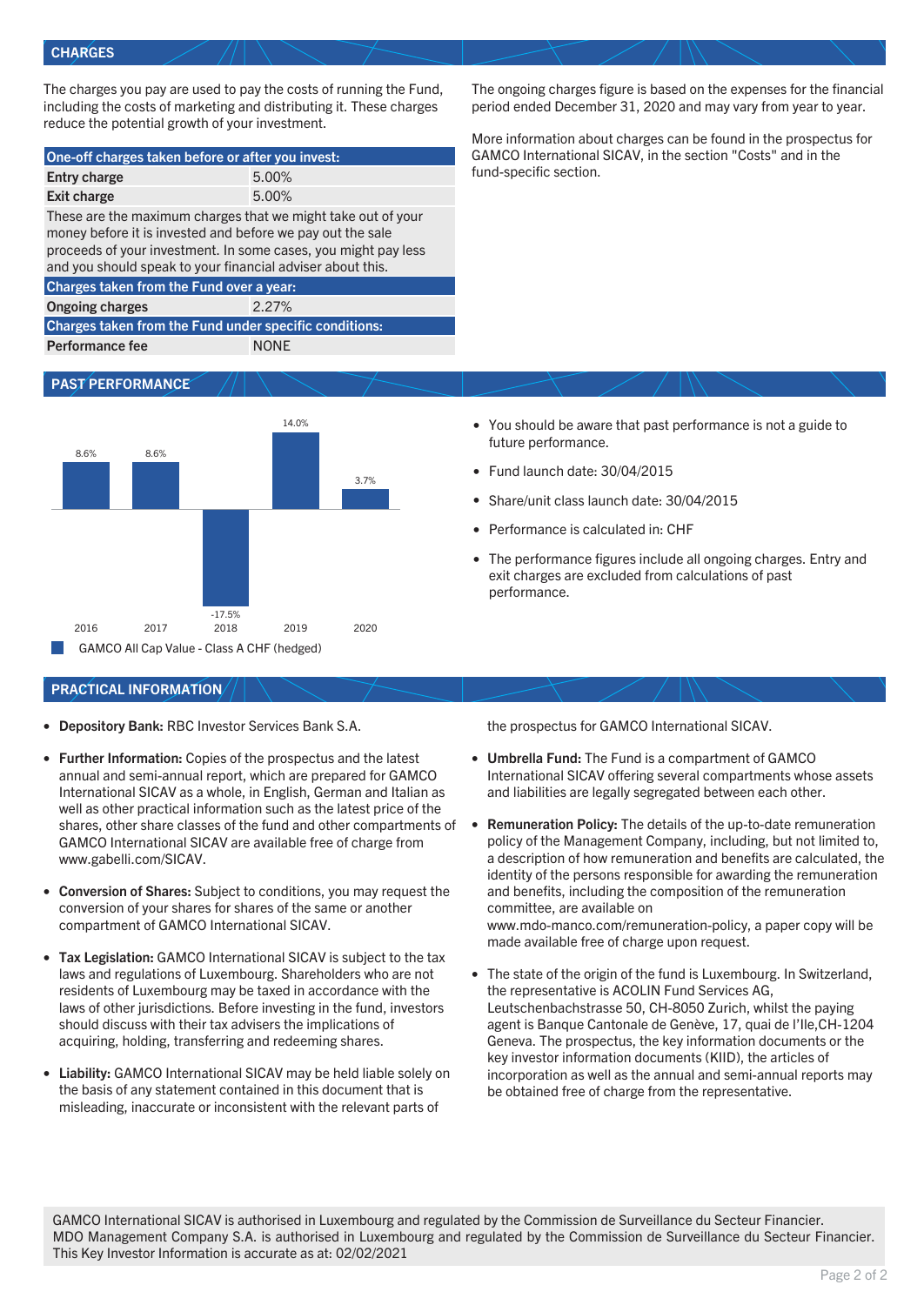## CHARGES

The charges you pay are used to pay the costs of running the Fund, including the costs of marketing and distributing it. These charges reduce the potential growth of your investment.

| One-off charges taken before or after you invest: | |
|---|---|
| **Entry charge** | 5.00% |
| **Exit charge** | 5.00% |
| These are the maximum charges that we might take out of your money before it is invested and before we pay out the sale proceeds of your investment. In some cases, you might pay less and you should speak to your financial adviser about this. | |
| **Charges taken from the Fund over a year:** | |
| **Ongoing charges** | 2.27% |
| **Charges taken from the Fund under specific conditions:** | |
| **Performance fee** | NONE |

The ongoing charges figure is based on the expenses for the financial period ended December 31, 2020 and may vary from year to year.

More information about charges can be found in the prospectus for GAMCO International SICAV, in the section "Costs" and in the fund-specific section.

## PAST PERFORMANCE

8.6%
8.6%
-17.5%
14.0%
3.7%

2016
2017
2018
2019
2020

GAMCO All Cap Value - Class A CHF (hedged)

- You should be aware that past performance is not a guide to future performance.
- Fund launch date: 30/04/2015
- Share/unit class launch date: 30/04/2015
- Performance is calculated in: CHF
- The performance figures include all ongoing charges. Entry and exit charges are excluded from calculations of past performance.

## PRACTICAL INFORMATION

- **Depository Bank:** RBC Investor Services Bank S.A.
- **Further Information:** Copies of the prospectus and the latest annual and semi-annual report, which are prepared for GAMCO International SICAV as a whole, in English, German and Italian as well as other practical information such as the latest price of the shares, other share classes of the fund and other compartments of GAMCO International SICAV are available free of charge from www.gabelli.com/SICAV.
- **Conversion of Shares:** Subject to conditions, you may request the conversion of your shares for shares of the same or another compartment of GAMCO International SICAV.
- **Tax Legislation:** GAMCO International SICAV is subject to the tax laws and regulations of Luxembourg. Shareholders who are not residents of Luxembourg may be taxed in accordance with the laws of other jurisdictions. Before investing in the fund, investors should discuss with their tax advisers the implications of acquiring, holding, transferring and redeeming shares.
- **Liability:** GAMCO International SICAV may be held liable solely on the basis of any statement contained in this document that is misleading, inaccurate or inconsistent with the relevant parts of the prospectus for GAMCO International SICAV.
- **Umbrella Fund:** The Fund is a compartment of GAMCO International SICAV offering several compartments whose assets and liabilities are legally segregated between each other.
- **Remuneration Policy:** The details of the up-to-date remuneration policy of the Management Company, including, but not limited to, a description of how remuneration and benefits are calculated, the identity of the persons responsible for awarding the remuneration and benefits, including the composition of the remuneration committee, are available on www.mdo-manco.com/remuneration-policy, a paper copy will be made available free of charge upon request.
- The state of the origin of the fund is Luxembourg. In Switzerland, the representative is ACOLIN Fund Services AG, Leutschenbachstrasse 50, CH-8050 Zurich, whilst the paying agent is Banque Cantonale de Genève, 17, quai de l'Ile,CH-1204 Geneva. The prospectus, the key information documents or the key investor information documents (KIID), the articles of incorporation as well as the annual and semi-annual reports may be obtained free of charge from the representative.

GAMCO International SICAV is authorised in Luxembourg and regulated by the Commission de Surveillance du Secteur Financier.
MDO Management Company S.A. is authorised in Luxembourg and regulated by the Commission de Surveillance du Secteur Financier.
This Key Investor Information is accurate as at: 02/02/2021